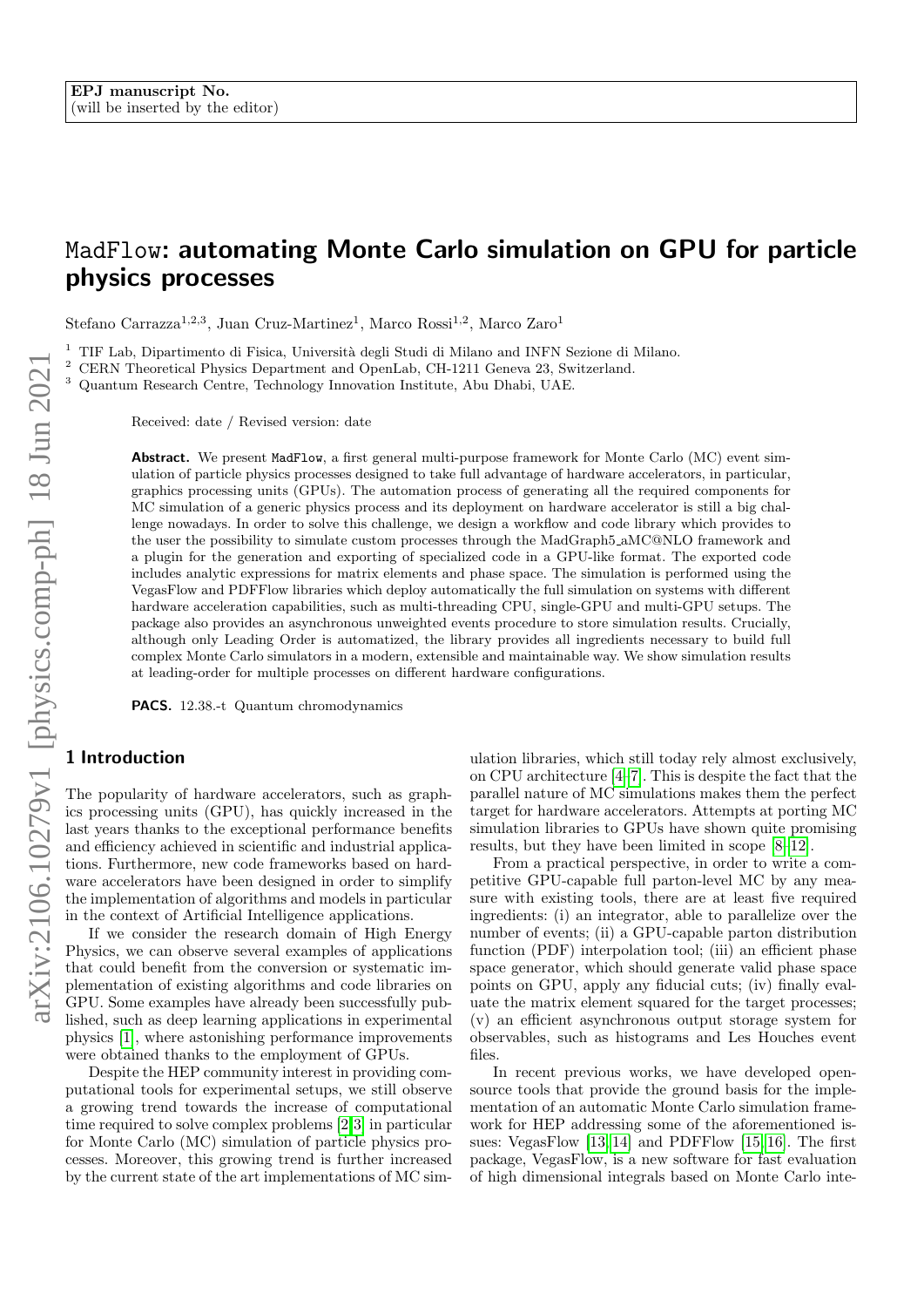EPJ manuscript No.
(will be inserted by the editor)

# MadFlow: automating Monte Carlo simulation on GPU for particle physics processes

Stefano Carrazza[1,2,3], Juan Cruz-Martinez[1], Marco Rossi[1,2], Marco Zaro[1]

[1] TIF Lab, Dipartimento di Fisica, Università degli Studi di Milano and INFN Sezione di Milano.
[2] CERN Theoretical Physics Department and OpenLab, CH-1211 Geneva 23, Switzerland.
[3] Quantum Research Centre, Technology Innovation Institute, Abu Dhabi, UAE.

Received: date / Revised version: date

**Abstract.** We present MadFlow, a first general multi-purpose framework for Monte Carlo (MC) event simulation of particle physics processes designed to take full advantage of hardware accelerators, in particular, graphics processing units (GPUs). The automation process of generating all the required components for MC simulation of a generic physics process and its deployment on hardware accelerator is still a big challenge nowadays. In order to solve this challenge, we design a workflow and code library which provides to the user the possibility to simulate custom processes through the MadGraph5_aMC@NLO framework and a plugin for the generation and exporting of specialized code in a GPU-like format. The exported code includes analytic expressions for matrix elements and phase space. The simulation is performed using the VegasFlow and PDFFlow libraries which deploy automatically the full simulation on systems with different hardware acceleration capabilities, such as multi-threading CPU, single-GPU and multi-GPU setups. The package also provides an asynchronous unweighted events procedure to store simulation results. Crucially, although only Leading Order is automatized, the library provides all ingredients necessary to build full complex Monte Carlo simulators in a modern, extensible and maintainable way. We show simulation results at leading-order for multiple processes on different hardware configurations.

**PACS.** 12.38.-t Quantum chromodynamics

## 1 Introduction

The popularity of hardware accelerators, such as graphics processing units (GPU), has quickly increased in the last years thanks to the exceptional performance benefits and efficiency achieved in scientific and industrial applications. Furthermore, new code frameworks based on hardware accelerators have been designed in order to simplify the implementation of algorithms and models in particular in the context of Artificial Intelligence applications.

If we consider the research domain of High Energy Physics, we can observe several examples of applications that could benefit from the conversion or systematic implementation of existing algorithms and code libraries on GPU. Some examples have already been successfully published, such as deep learning applications in experimental physics [1], where astonishing performance improvements were obtained thanks to the employment of GPUs.

Despite the HEP community interest in providing computational tools for experimental setups, we still observe a growing trend towards the increase of computational time required to solve complex problems [2,3] in particular for Monte Carlo (MC) simulation of particle physics processes. Moreover, this growing trend is further increased by the current state of the art implementations of MC simulation libraries, which still today rely almost exclusively, on CPU architecture [4–7]. This is despite the fact that the parallel nature of MC simulations makes them the perfect target for hardware accelerators. Attempts at porting MC simulation libraries to GPUs have shown quite promising results, but they have been limited in scope [8–12].

From a practical perspective, in order to write a competitive GPU-capable full parton-level MC by any measure with existing tools, there are at least five required ingredients: (i) an integrator, able to parallelize over the number of events; (ii) a GPU-capable parton distribution function (PDF) interpolation tool; (iii) an efficient phase space generator, which should generate valid phase space points on GPU, apply any fiducial cuts; (iv) finally evaluate the matrix element squared for the target processes; (v) an efficient asynchronous output storage system for observables, such as histograms and Les Houches event files.

In recent previous works, we have developed open-source tools that provide the ground basis for the implementation of an automatic Monte Carlo simulation framework for HEP addressing some of the aforementioned issues: VegasFlow [13,14] and PDFFlow [15,16]. The first package, VegasFlow, is a new software for fast evaluation of high dimensional integrals based on Monte Carlo inte-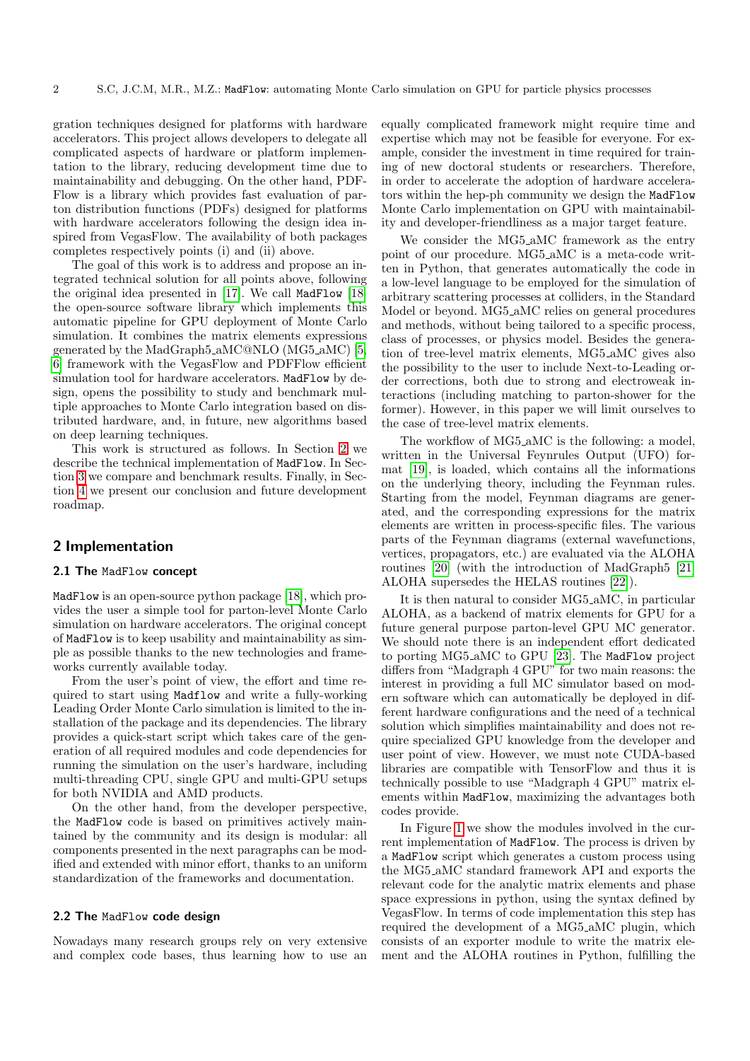gration techniques designed for platforms with hardware accelerators. This project allows developers to delegate all complicated aspects of hardware or platform implementation to the library, reducing development time due to maintainability and debugging. On the other hand, PDFFlow is a library which provides fast evaluation of parton distribution functions (PDFs) designed for platforms with hardware accelerators following the design idea inspired from VegasFlow. The availability of both packages completes respectively points (i) and (ii) above.

The goal of this work is to address and propose an integrated technical solution for all points above, following the original idea presented in [17]. We call `MadFlow` [18] the open-source software library which implements this automatic pipeline for GPU deployment of Monte Carlo simulation. It combines the matrix elements expressions generated by the MadGraph5_aMC@NLO (MG5_aMC) [5, 6] framework with the VegasFlow and PDFFlow efficient simulation tool for hardware accelerators. `MadFlow` by design, opens the possibility to study and benchmark multiple approaches to Monte Carlo integration based on distributed hardware, and, in future, new algorithms based on deep learning techniques.

This work is structured as follows. In Section 2 we describe the technical implementation of `MadFlow`. In Section 3 we compare and benchmark results. Finally, in Section 4 we present our conclusion and future development roadmap.

## 2 Implementation

### 2.1 The `MadFlow` concept

`MadFlow` is an open-source python package [18], which provides the user a simple tool for parton-level Monte Carlo simulation on hardware accelerators. The original concept of `MadFlow` is to keep usability and maintainability as simple as possible thanks to the new technologies and frameworks currently available today.

From the user's point of view, the effort and time required to start using `Madflow` and write a fully-working Leading Order Monte Carlo simulation is limited to the installation of the package and its dependencies. The library provides a quick-start script which takes care of the generation of all required modules and code dependencies for running the simulation on the user's hardware, including multi-threading CPU, single GPU and multi-GPU setups for both NVIDIA and AMD products.

On the other hand, from the developer perspective, the `MadFlow` code is based on primitives actively maintained by the community and its design is modular: all components presented in the next paragraphs can be modified and extended with minor effort, thanks to an uniform standardization of the frameworks and documentation.

### 2.2 The `MadFlow` code design

Nowadays many research groups rely on very extensive and complex code bases, thus learning how to use an equally complicated framework might require time and expertise which may not be feasible for everyone. For example, consider the investment in time required for training of new doctoral students or researchers. Therefore, in order to accelerate the adoption of hardware accelerators within the hep-ph community we design the `MadFlow` Monte Carlo implementation on GPU with maintainability and developer-friendliness as a major target feature.

We consider the MG5_aMC framework as the entry point of our procedure. MG5_aMC is a meta-code written in Python, that generates automatically the code in a low-level language to be employed for the simulation of arbitrary scattering processes at colliders, in the Standard Model or beyond. MG5_aMC relies on general procedures and methods, without being tailored to a specific process, class of processes, or physics model. Besides the generation of tree-level matrix elements, MG5_aMC gives also the possibility to the user to include Next-to-Leading order corrections, both due to strong and electroweak interactions (including matching to parton-shower for the former). However, in this paper we will limit ourselves to the case of tree-level matrix elements.

The workflow of MG5_aMC is the following: a model, written in the Universal Feynrules Output (UFO) format [19], is loaded, which contains all the informations on the underlying theory, including the Feynman rules. Starting from the model, Feynman diagrams are generated, and the corresponding expressions for the matrix elements are written in process-specific files. The various parts of the Feynman diagrams (external wavefunctions, vertices, propagators, etc.) are evaluated via the ALOHA routines [20] (with the introduction of MadGraph5 [21] ALOHA supersedes the HELAS routines [22]).

It is then natural to consider MG5_aMC, in particular ALOHA, as a backend of matrix elements for GPU for a future general purpose parton-level GPU MC generator. We should note there is an independent effort dedicated to porting MG5_aMC to GPU [23]. The `MadFlow` project differs from "Madgraph 4 GPU" for two main reasons: the interest in providing a full MC simulator based on modern software which can automatically be deployed in different hardware configurations and the need of a technical solution which simplifies maintainability and does not require specialized GPU knowledge from the developer and user point of view. However, we must note CUDA-based libraries are compatible with TensorFlow and thus it is technically possible to use "Madgraph 4 GPU" matrix elements within `MadFlow`, maximizing the advantages both codes provide.

In Figure 1 we show the modules involved in the current implementation of `MadFlow`. The process is driven by a `MadFlow` script which generates a custom process using the MG5_aMC standard framework API and exports the relevant code for the analytic matrix elements and phase space expressions in python, using the syntax defined by VegasFlow. In terms of code implementation this step has required the development of a MG5_aMC plugin, which consists of an exporter module to write the matrix element and the ALOHA routines in Python, fulfilling the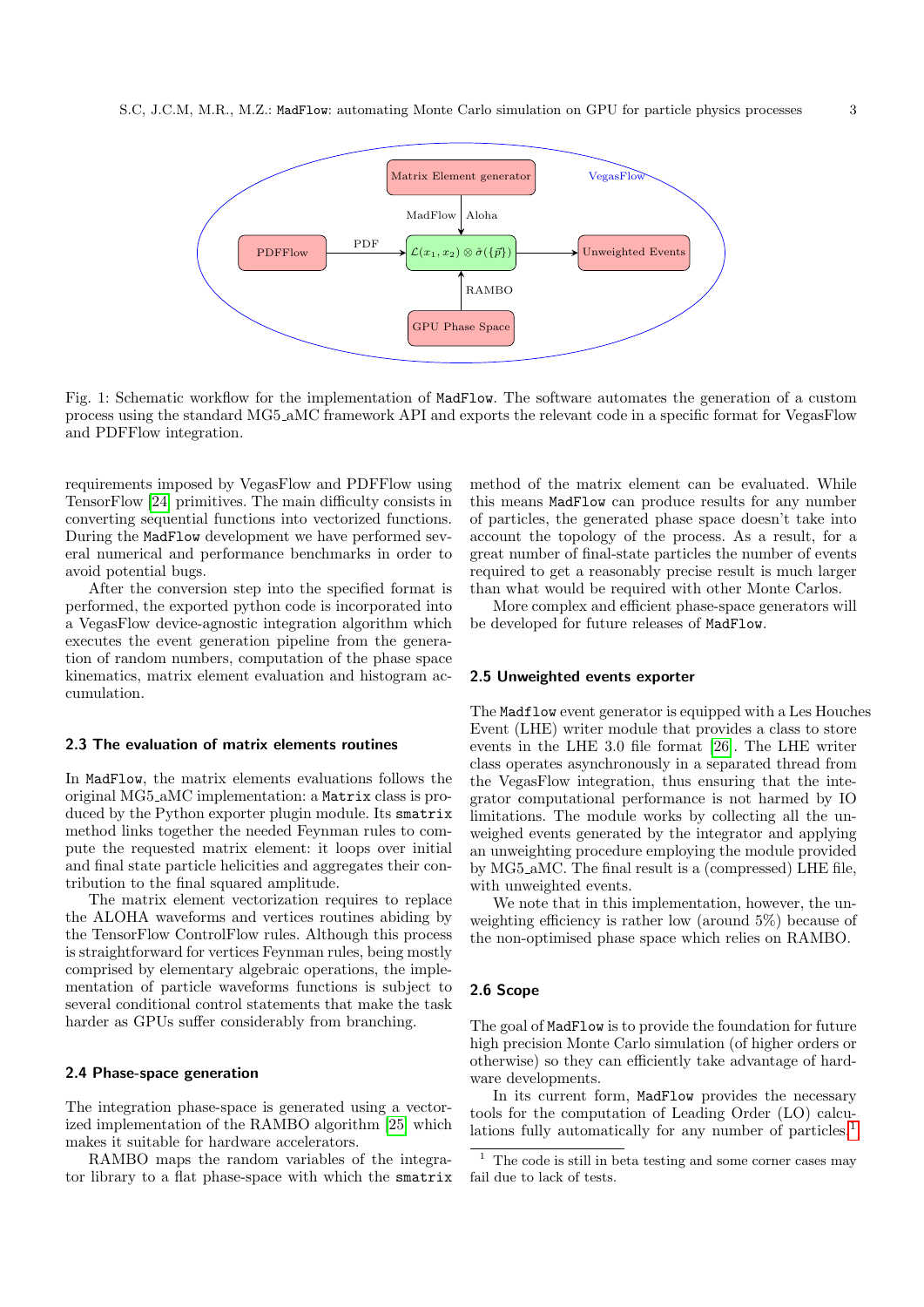Fig. 1: Schematic workflow for the implementation of `MadFlow`. The software automates the generation of a custom process using the standard MG5_aMC framework API and exports the relevant code in a specific format for VegasFlow and PDFFlow integration.

requirements imposed by VegasFlow and PDFFlow using TensorFlow [24] primitives. The main difficulty consists in converting sequential functions into vectorized functions. During the `MadFlow` development we have performed several numerical and performance benchmarks in order to avoid potential bugs.

After the conversion step into the specified format is performed, the exported python code is incorporated into a VegasFlow device-agnostic integration algorithm which executes the event generation pipeline from the generation of random numbers, computation of the phase space kinematics, matrix element evaluation and histogram accumulation.

### 2.3 The evaluation of matrix elements routines

In `MadFlow`, the matrix elements evaluations follows the original MG5_aMC implementation: a `Matrix` class is produced by the Python exporter plugin module. Its `smatrix` method links together the needed Feynman rules to compute the requested matrix element: it loops over initial and final state particle helicities and aggregates their contribution to the final squared amplitude.

The matrix element vectorization requires to replace the ALOHA waveforms and vertices routines abiding by the TensorFlow ControlFlow rules. Although this process is straightforward for vertices Feynman rules, being mostly comprised by elementary algebraic operations, the implementation of particle waveforms functions is subject to several conditional control statements that make the task harder as GPUs suffer considerably from branching.

### 2.4 Phase-space generation

The integration phase-space is generated using a vectorized implementation of the RAMBO algorithm [25] which makes it suitable for hardware accelerators.

RAMBO maps the random variables of the integrator library to a flat phase-space with which the `smatrix` method of the matrix element can be evaluated. While this means `MadFlow` can produce results for any number of particles, the generated phase space doesn't take into account the topology of the process. As a result, for a great number of final-state particles the number of events required to get a reasonably precise result is much larger than what would be required with other Monte Carlos.

More complex and efficient phase-space generators will be developed for future releases of `MadFlow`.

### 2.5 Unweighted events exporter

The `Madflow` event generator is equipped with a Les Houches Event (LHE) writer module that provides a class to store events in the LHE 3.0 file format [26]. The LHE writer class operates asynchronously in a separated thread from the VegasFlow integration, thus ensuring that the integrator computational performance is not harmed by IO limitations. The module works by collecting all the unweighed events generated by the integrator and applying an unweighting procedure employing the module provided by MG5_aMC. The final result is a (compressed) LHE file, with unweighted events.

We note that in this implementation, however, the unweighting efficiency is rather low (around 5%) because of the non-optimised phase space which relies on RAMBO.

### 2.6 Scope

The goal of `MadFlow` is to provide the foundation for future high precision Monte Carlo simulation (of higher orders or otherwise) so they can efficiently take advantage of hardware developments.

In its current form, `MadFlow` provides the necessary tools for the computation of Leading Order (LO) calculations fully automatically for any number of particles.[1]

[1] The code is still in beta testing and some corner cases may fail due to lack of tests.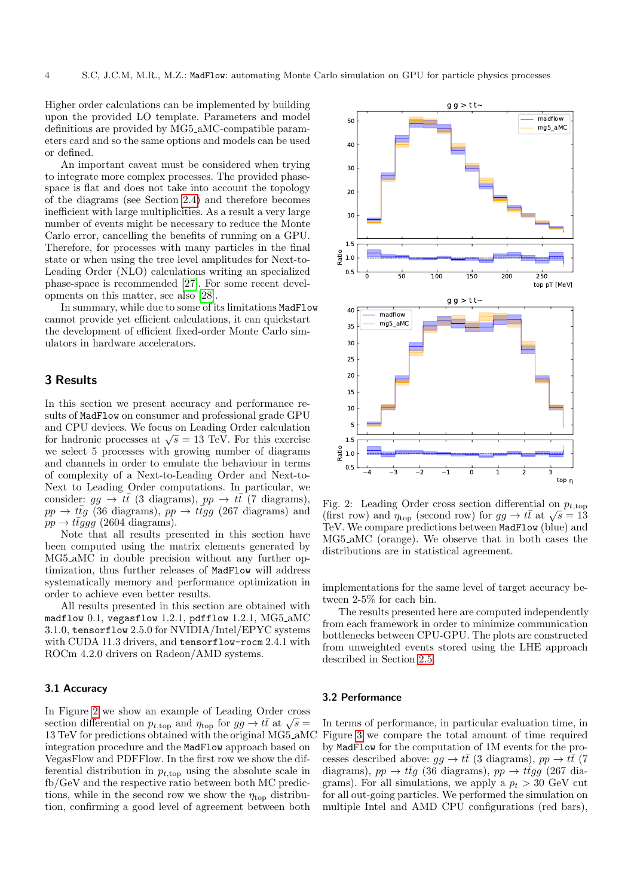Higher order calculations can be implemented by building upon the provided LO template. Parameters and model definitions are provided by MG5_aMC-compatible parameters card and so the same options and models can be used or defined.

An important caveat must be considered when trying to integrate more complex processes. The provided phase-space is flat and does not take into account the topology of the diagrams (see Section 2.4) and therefore becomes inefficient with large multiplicities. As a result a very large number of events might be necessary to reduce the Monte Carlo error, cancelling the benefits of running on a GPU. Therefore, for processes with many particles in the final state or when using the tree level amplitudes for Next-to-Leading Order (NLO) calculations writing an specialized phase-space is recommended [27]. For some recent developments on this matter, see also [28].

In summary, while due to some of its limitations `MadFlow` cannot provide yet efficient calculations, it can quickstart the development of efficient fixed-order Monte Carlo simulators in hardware accelerators.

## 3 Results

In this section we present accuracy and performance results of `MadFlow` on consumer and professional grade GPU and CPU devices. We focus on Leading Order calculation for hadronic processes at $\sqrt{s} = 13$ TeV. For this exercise we select 5 processes with growing number of diagrams and channels in order to emulate the behaviour in terms of complexity of a Next-to-Leading Order and Next-to-Next to Leading Order computations. In particular, we consider: $gg \to t\bar{t}$ (3 diagrams), $pp \to t\bar{t}$ (7 diagrams), $pp \to t\bar{t}g$ (36 diagrams), $pp \to t\bar{t}gg$ (267 diagrams) and $pp \to t\bar{t}ggg$ (2604 diagrams).

Note that all results presented in this section have been computed using the matrix elements generated by MG5_aMC in double precision without any further optimization, thus further releases of `MadFlow` will address systematically memory and performance optimization in order to achieve even better results.

All results presented in this section are obtained with `madflow` 0.1, `vegasflow` 1.2.1, `pdfflow` 1.2.1, MG5_aMC 3.1.0, `tensorflow` 2.5.0 for NVIDIA/Intel/EPYC systems with CUDA 11.3 drivers, and `tensorflow-rocm` 2.4.1 with ROCm 4.2.0 drivers on Radeon/AMD systems.

### 3.1 Accuracy

In Figure 2 we show an example of Leading Order cross section differential on $p_{t,\mathrm{top}}$ and $\eta_{\mathrm{top}}$ for $gg \to t\bar{t}$ at $\sqrt{s} = 13$ TeV for predictions obtained with the original MG5_aMC integration procedure and the `MadFlow` approach based on VegasFlow and PDFFlow. In the first row we show the differential distribution in $p_{t,\mathrm{top}}$ using the absolute scale in fb/GeV and the respective ratio between both MC predictions, while in the second row we show the $\eta_{\mathrm{top}}$ distribution, confirming a good level of agreement between both implementations for the same level of target accuracy between 2-5% for each bin.

The results presented here are computed independently from each framework in order to minimize communication bottlenecks between CPU-GPU. The plots are constructed from unweighted events stored using the LHE approach described in Section 2.5.

Fig. 2: Leading Order cross section differential on $p_{t,\mathrm{top}}$ (first row) and $\eta_{\mathrm{top}}$ (second row) for $gg \to t\bar{t}$ at $\sqrt{s} = 13$ TeV. We compare predictions between `MadFlow` (blue) and MG5_aMC (orange). We observe that in both cases the distributions are in statistical agreement.

### 3.2 Performance

In terms of performance, in particular evaluation time, in Figure 3 we compare the total amount of time required by `MadFlow` for the computation of 1M events for the processes described above: $gg \to t\bar{t}$ (3 diagrams), $pp \to t\bar{t}$ (7 diagrams), $pp \to t\bar{t}g$ (36 diagrams), $pp \to t\bar{t}gg$ (267 diagrams). For all simulations, we apply a $p_t > 30$ GeV cut for all out-going particles. We performed the simulation on multiple Intel and AMD CPU configurations (red bars),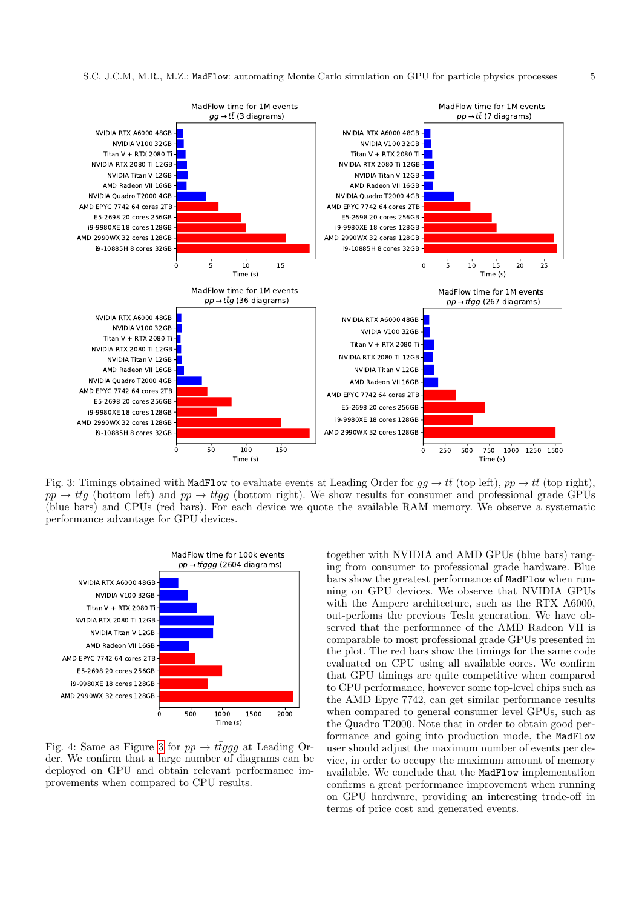Fig. 3: Timings obtained with MadFlow to evaluate events at Leading Order for $gg \to t\bar{t}$ (top left), $pp \to t\bar{t}$ (top right), $pp \to t\bar{t}g$ (bottom left) and $pp \to t\bar{t}gg$ (bottom right). We show results for consumer and professional grade GPUs (blue bars) and CPUs (red bars). For each device we quote the available RAM memory. We observe a systematic performance advantage for GPU devices.

Fig. 4: Same as Figure 3 for $pp \to t\bar{t}ggg$ at Leading Order. We confirm that a large number of diagrams can be deployed on GPU and obtain relevant performance improvements when compared to CPU results.

together with NVIDIA and AMD GPUs (blue bars) ranging from consumer to professional grade hardware. Blue bars show the greatest performance of MadFlow when running on GPU devices. We observe that NVIDIA GPUs with the Ampere architecture, such as the RTX A6000, out-perfoms the previous Tesla generation. We have observed that the performance of the AMD Radeon VII is comparable to most professional grade GPUs presented in the plot. The red bars show the timings for the same code evaluated on CPU using all available cores. We confirm that GPU timings are quite competitive when compared to CPU performance, however some top-level chips such as the AMD Epyc 7742, can get similar performance results when compared to general consumer level GPUs, such as the Quadro T2000. Note that in order to obtain good performance and going into production mode, the MadFlow user should adjust the maximum number of events per device, in order to occupy the maximum amount of memory available. We conclude that the MadFlow implementation confirms a great performance improvement when running on GPU hardware, providing an interesting trade-off in terms of price cost and generated events.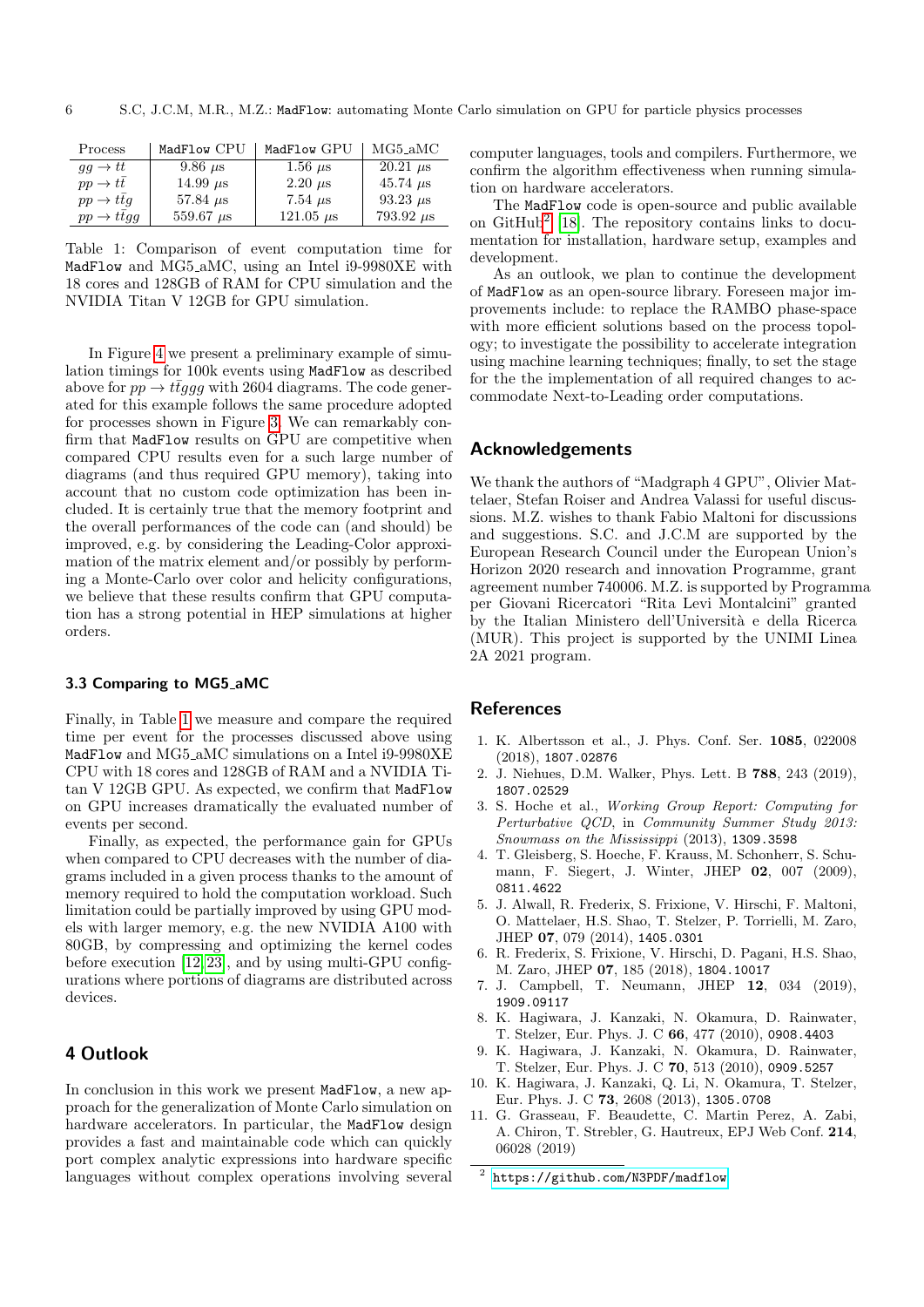| Process | MadFlow CPU | MadFlow GPU | MG5_aMC |
|---|---|---|---|
| $gg \to t\bar{t}$ | 9.86 $\mu$s | 1.56 $\mu$s | 20.21 $\mu$s |
| $pp \to t\bar{t}$ | 14.99 $\mu$s | 2.20 $\mu$s | 45.74 $\mu$s |
| $pp \to t\bar{t}g$ | 57.84 $\mu$s | 7.54 $\mu$s | 93.23 $\mu$s |
| $pp \to t\bar{t}gg$ | 559.67 $\mu$s | 121.05 $\mu$s | 793.92 $\mu$s |

Table 1: Comparison of event computation time for MadFlow and MG5_aMC, using an Intel i9-9980XE with 18 cores and 128GB of RAM for CPU simulation and the NVIDIA Titan V 12GB for GPU simulation.

In Figure 4 we present a preliminary example of simulation timings for 100k events using MadFlow as described above for $pp \to t\bar{t}ggg$ with 2604 diagrams. The code generated for this example follows the same procedure adopted for processes shown in Figure 3. We can remarkably confirm that MadFlow results on GPU are competitive when compared CPU results even for a such large number of diagrams (and thus required GPU memory), taking into account that no custom code optimization has been included. It is certainly true that the memory footprint and the overall performances of the code can (and should) be improved, e.g. by considering the Leading-Color approximation of the matrix element and/or possibly by performing a Monte-Carlo over color and helicity configurations, we believe that these results confirm that GPU computation has a strong potential in HEP simulations at higher orders.

### 3.3 Comparing to MG5_aMC

Finally, in Table 1 we measure and compare the required time per event for the processes discussed above using MadFlow and MG5_aMC simulations on a Intel i9-9980XE CPU with 18 cores and 128GB of RAM and a NVIDIA Titan V 12GB GPU. As expected, we confirm that MadFlow on GPU increases dramatically the evaluated number of events per second.

Finally, as expected, the performance gain for GPUs when compared to CPU decreases with the number of diagrams included in a given process thanks to the amount of memory required to hold the computation workload. Such limitation could be partially improved by using GPU models with larger memory, e.g. the new NVIDIA A100 with 80GB, by compressing and optimizing the kernel codes before execution [12, 23], and by using multi-GPU configurations where portions of diagrams are distributed across devices.

## 4 Outlook

In conclusion in this work we present MadFlow, a new approach for the generalization of Monte Carlo simulation on hardware accelerators. In particular, the MadFlow design provides a fast and maintainable code which can quickly port complex analytic expressions into hardware specific languages without complex operations involving several computer languages, tools and compilers. Furthermore, we confirm the algorithm effectiveness when running simulation on hardware accelerators.

The MadFlow code is open-source and public available on GitHub[2] [18]. The repository contains links to documentation for installation, hardware setup, examples and development.

As an outlook, we plan to continue the development of MadFlow as an open-source library. Foreseen major improvements include: to replace the RAMBO phase-space with more efficient solutions based on the process topology; to investigate the possibility to accelerate integration using machine learning techniques; finally, to set the stage for the the implementation of all required changes to accommodate Next-to-Leading order computations.

## Acknowledgements

We thank the authors of "Madgraph 4 GPU", Olivier Mattelaer, Stefan Roiser and Andrea Valassi for useful discussions. M.Z. wishes to thank Fabio Maltoni for discussions and suggestions. S.C. and J.C.M are supported by the European Research Council under the European Union's Horizon 2020 research and innovation Programme, grant agreement number 740006. M.Z. is supported by Programma per Giovani Ricercatori "Rita Levi Montalcini" granted by the Italian Ministero dell'Università e della Ricerca (MUR). This project is supported by the UNIMI Linea 2A 2021 program.

## References

1. K. Albertsson et al., J. Phys. Conf. Ser. **1085**, 022008 (2018), 1807.02876
2. J. Niehues, D.M. Walker, Phys. Lett. B **788**, 243 (2019), 1807.02529
3. S. Hoche et al., *Working Group Report: Computing for Perturbative QCD*, in *Community Summer Study 2013: Snowmass on the Mississippi* (2013), 1309.3598
4. T. Gleisberg, S. Hoeche, F. Krauss, M. Schonherr, S. Schumann, F. Siegert, J. Winter, JHEP **02**, 007 (2009), 0811.4622
5. J. Alwall, R. Frederix, S. Frixione, V. Hirschi, F. Maltoni, O. Mattelaer, H.S. Shao, T. Stelzer, P. Torrielli, M. Zaro, JHEP **07**, 079 (2014), 1405.0301
6. R. Frederix, S. Frixione, V. Hirschi, D. Pagani, H.S. Shao, M. Zaro, JHEP **07**, 185 (2018), 1804.10017
7. J. Campbell, T. Neumann, JHEP **12**, 034 (2019), 1909.09117
8. K. Hagiwara, J. Kanzaki, N. Okamura, D. Rainwater, T. Stelzer, Eur. Phys. J. C **66**, 477 (2010), 0908.4403
9. K. Hagiwara, J. Kanzaki, N. Okamura, D. Rainwater, T. Stelzer, Eur. Phys. J. C **70**, 513 (2010), 0909.5257
10. K. Hagiwara, J. Kanzaki, Q. Li, N. Okamura, T. Stelzer, Eur. Phys. J. C **73**, 2608 (2013), 1305.0708
11. G. Grasseau, F. Beaudette, C. Martin Perez, A. Zabi, A. Chiron, T. Strebler, G. Hautreux, EPJ Web Conf. **214**, 06028 (2019)

[2] https://github.com/N3PDF/madflow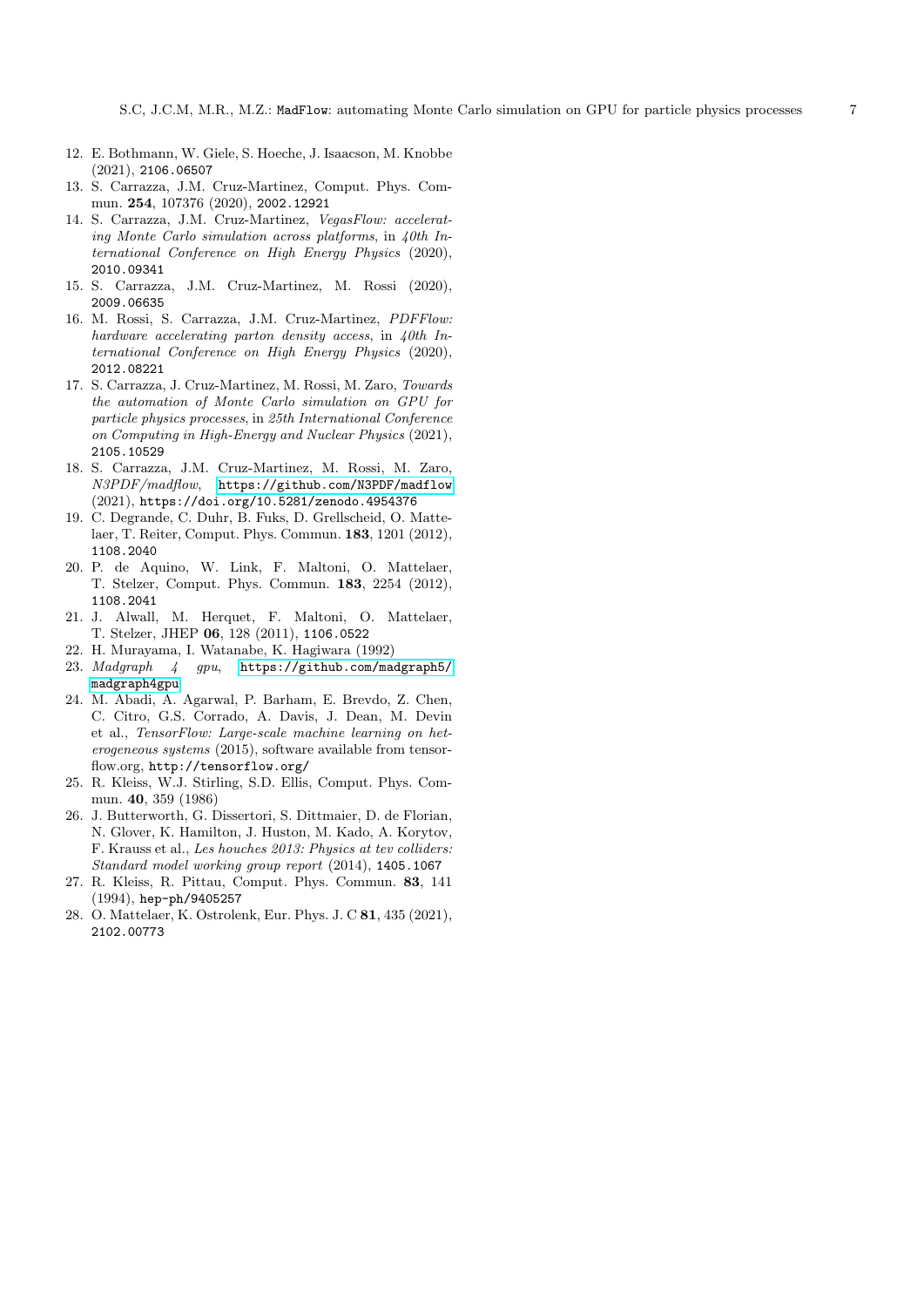12. E. Bothmann, W. Giele, S. Hoeche, J. Isaacson, M. Knobbe (2021), 2106.06507
13. S. Carrazza, J.M. Cruz-Martinez, Comput. Phys. Commun. **254**, 107376 (2020), 2002.12921
14. S. Carrazza, J.M. Cruz-Martinez, *VegasFlow: accelerating Monte Carlo simulation across platforms*, in *40th International Conference on High Energy Physics* (2020), 2010.09341
15. S. Carrazza, J.M. Cruz-Martinez, M. Rossi (2020), 2009.06635
16. M. Rossi, S. Carrazza, J.M. Cruz-Martinez, *PDFFlow: hardware accelerating parton density access*, in *40th International Conference on High Energy Physics* (2020), 2012.08221
17. S. Carrazza, J. Cruz-Martinez, M. Rossi, M. Zaro, *Towards the automation of Monte Carlo simulation on GPU for particle physics processes*, in *25th International Conference on Computing in High-Energy and Nuclear Physics* (2021), 2105.10529
18. S. Carrazza, J.M. Cruz-Martinez, M. Rossi, M. Zaro, *N3PDF/madflow*, https://github.com/N3PDF/madflow (2021), https://doi.org/10.5281/zenodo.4954376
19. C. Degrande, C. Duhr, B. Fuks, D. Grellscheid, O. Mattelaer, T. Reiter, Comput. Phys. Commun. **183**, 1201 (2012), 1108.2040
20. P. de Aquino, W. Link, F. Maltoni, O. Mattelaer, T. Stelzer, Comput. Phys. Commun. **183**, 2254 (2012), 1108.2041
21. J. Alwall, M. Herquet, F. Maltoni, O. Mattelaer, T. Stelzer, JHEP **06**, 128 (2011), 1106.0522
22. H. Murayama, I. Watanabe, K. Hagiwara (1992)
23. *Madgraph 4 gpu*, https://github.com/madgraph5/madgraph4gpu
24. M. Abadi, A. Agarwal, P. Barham, E. Brevdo, Z. Chen, C. Citro, G.S. Corrado, A. Davis, J. Dean, M. Devin et al., *TensorFlow: Large-scale machine learning on heterogeneous systems* (2015), software available from tensorflow.org, http://tensorflow.org/
25. R. Kleiss, W.J. Stirling, S.D. Ellis, Comput. Phys. Commun. **40**, 359 (1986)
26. J. Butterworth, G. Dissertori, S. Dittmaier, D. de Florian, N. Glover, K. Hamilton, J. Huston, M. Kado, A. Korytov, F. Krauss et al., *Les houches 2013: Physics at tev colliders: Standard model working group report* (2014), 1405.1067
27. R. Kleiss, R. Pittau, Comput. Phys. Commun. **83**, 141 (1994), hep-ph/9405257
28. O. Mattelaer, K. Ostrolenk, Eur. Phys. J. C **81**, 435 (2021), 2102.00773